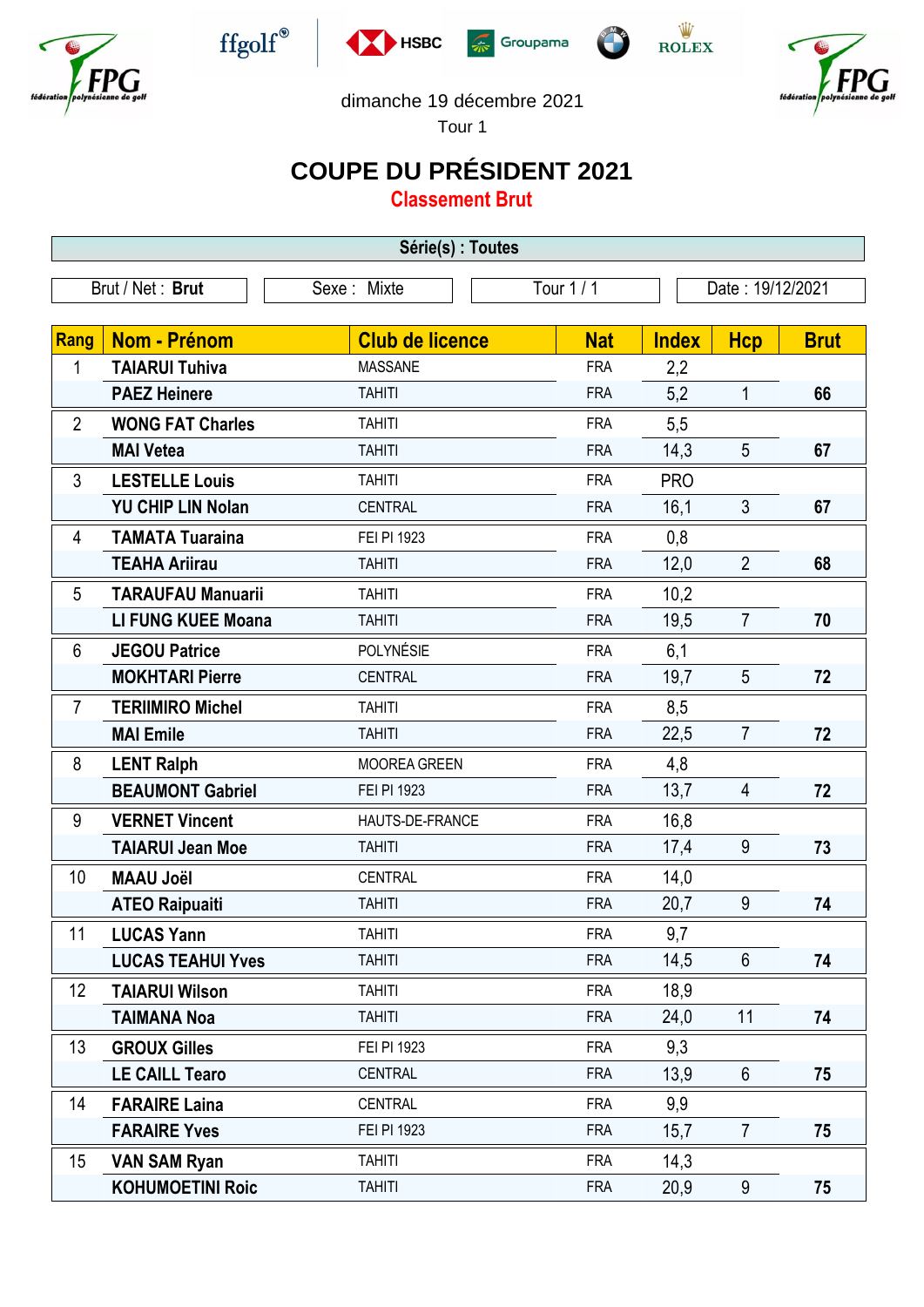dimanche 19 décembre 2021

Tour 1

# COUPE DU PRÉSIDENT 2021

## Classement Brut

**Série(s) : Toutes**

| Brut / Net : **Brut** | Sexe : Mixte | Tour 1 / 1 | Date : 19/12/2021 |
|---|---|---|---|

| Rang | Nom - Prénom | Club de licence | Nat | Index | Hcp | Brut |
|---|---|---|---|---|---|---|
| 1 | **TAIARUI Tuhiva** | MASSANE | FRA | 2,2 | | |
| | **PAEZ Heinere** | TAHITI | FRA | 5,2 | 1 | **66** |
| 2 | **WONG FAT Charles** | TAHITI | FRA | 5,5 | | |
| | **MAI Vetea** | TAHITI | FRA | 14,3 | 5 | **67** |
| 3 | **LESTELLE Louis** | TAHITI | FRA | PRO | | |
| | **YU CHIP LIN Nolan** | CENTRAL | FRA | 16,1 | 3 | **67** |
| 4 | **TAMATA Tuaraina** | FEI PI 1923 | FRA | 0,8 | | |
| | **TEAHA Ariirau** | TAHITI | FRA | 12,0 | 2 | **68** |
| 5 | **TARAUFAU Manuarii** | TAHITI | FRA | 10,2 | | |
| | **LI FUNG KUEE Moana** | TAHITI | FRA | 19,5 | 7 | **70** |
| 6 | **JEGOU Patrice** | POLYNÉSIE | FRA | 6,1 | | |
| | **MOKHTARI Pierre** | CENTRAL | FRA | 19,7 | 5 | **72** |
| 7 | **TERIIMIRO Michel** | TAHITI | FRA | 8,5 | | |
| | **MAI Emile** | TAHITI | FRA | 22,5 | 7 | **72** |
| 8 | **LENT Ralph** | MOOREA GREEN | FRA | 4,8 | | |
| | **BEAUMONT Gabriel** | FEI PI 1923 | FRA | 13,7 | 4 | **72** |
| 9 | **VERNET Vincent** | HAUTS-DE-FRANCE | FRA | 16,8 | | |
| | **TAIARUI Jean Moe** | TAHITI | FRA | 17,4 | 9 | **73** |
| 10 | **MAAU Joël** | CENTRAL | FRA | 14,0 | | |
| | **ATEO Raipuaiti** | TAHITI | FRA | 20,7 | 9 | **74** |
| 11 | **LUCAS Yann** | TAHITI | FRA | 9,7 | | |
| | **LUCAS TEAHUI Yves** | TAHITI | FRA | 14,5 | 6 | **74** |
| 12 | **TAIARUI Wilson** | TAHITI | FRA | 18,9 | | |
| | **TAIMANA Noa** | TAHITI | FRA | 24,0 | 11 | **74** |
| 13 | **GROUX Gilles** | FEI PI 1923 | FRA | 9,3 | | |
| | **LE CAILL Tearo** | CENTRAL | FRA | 13,9 | 6 | **75** |
| 14 | **FARAIRE Laina** | CENTRAL | FRA | 9,9 | | |
| | **FARAIRE Yves** | FEI PI 1923 | FRA | 15,7 | 7 | **75** |
| 15 | **VAN SAM Ryan** | TAHITI | FRA | 14,3 | | |
| | **KOHUMOETINI Roic** | TAHITI | FRA | 20,9 | 9 | **75** |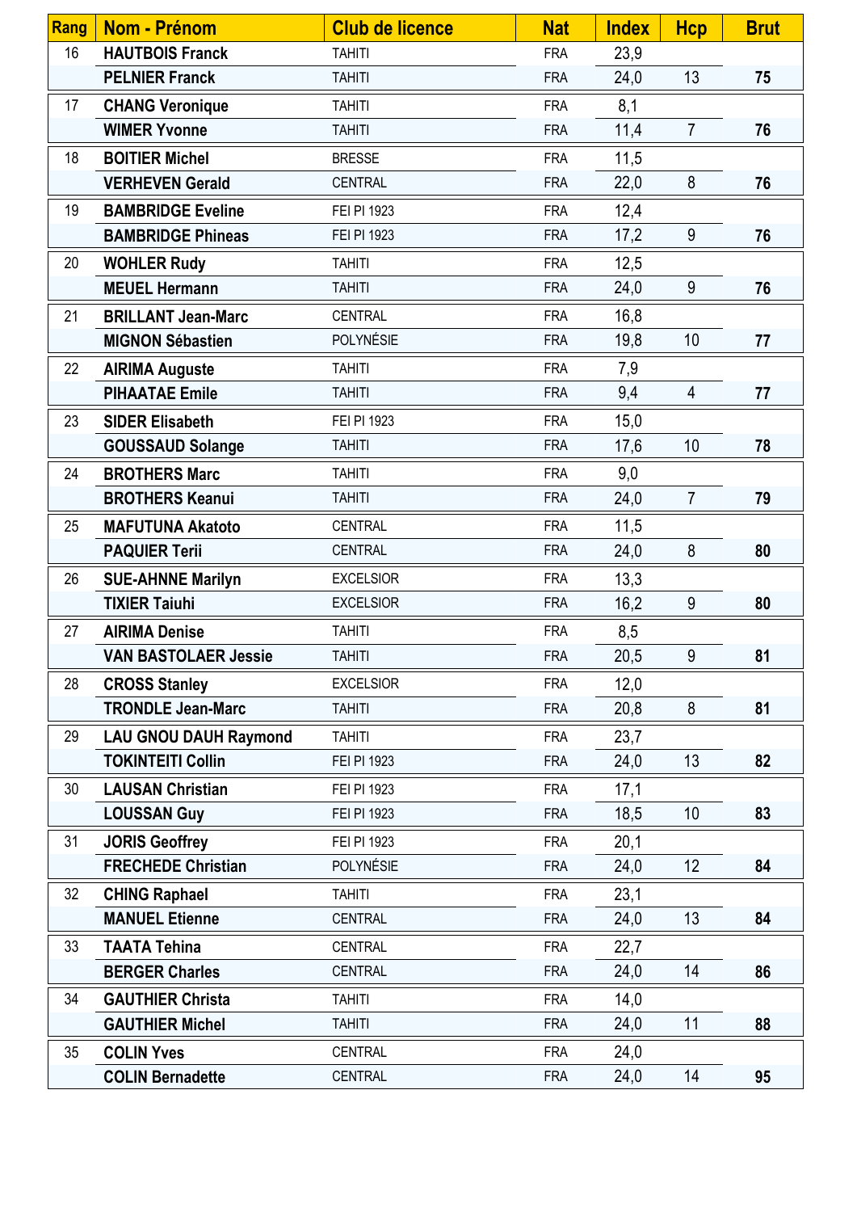| Rang | Nom - Prénom | Club de licence | Nat | Index | Hcp | Brut |
|---|---|---|---|---|---|---|
| 16 | **HAUTBOIS Franck** | TAHITI | FRA | 23,9 | | |
| | **PELNIER Franck** | TAHITI | FRA | 24,0 | 13 | **75** |
| 17 | **CHANG Veronique** | TAHITI | FRA | 8,1 | | |
| | **WIMER Yvonne** | TAHITI | FRA | 11,4 | 7 | **76** |
| 18 | **BOITIER Michel** | BRESSE | FRA | 11,5 | | |
| | **VERHEVEN Gerald** | CENTRAL | FRA | 22,0 | 8 | **76** |
| 19 | **BAMBRIDGE Eveline** | FEI PI 1923 | FRA | 12,4 | | |
| | **BAMBRIDGE Phineas** | FEI PI 1923 | FRA | 17,2 | 9 | **76** |
| 20 | **WOHLER Rudy** | TAHITI | FRA | 12,5 | | |
| | **MEUEL Hermann** | TAHITI | FRA | 24,0 | 9 | **76** |
| 21 | **BRILLANT Jean-Marc** | CENTRAL | FRA | 16,8 | | |
| | **MIGNON Sébastien** | POLYNÉSIE | FRA | 19,8 | 10 | **77** |
| 22 | **AIRIMA Auguste** | TAHITI | FRA | 7,9 | | |
| | **PIHAATAE Emile** | TAHITI | FRA | 9,4 | 4 | **77** |
| 23 | **SIDER Elisabeth** | FEI PI 1923 | FRA | 15,0 | | |
| | **GOUSSAUD Solange** | TAHITI | FRA | 17,6 | 10 | **78** |
| 24 | **BROTHERS Marc** | TAHITI | FRA | 9,0 | | |
| | **BROTHERS Keanui** | TAHITI | FRA | 24,0 | 7 | **79** |
| 25 | **MAFUTUNA Akatoto** | CENTRAL | FRA | 11,5 | | |
| | **PAQUIER Terii** | CENTRAL | FRA | 24,0 | 8 | **80** |
| 26 | **SUE-AHNNE Marilyn** | EXCELSIOR | FRA | 13,3 | | |
| | **TIXIER Taiuhi** | EXCELSIOR | FRA | 16,2 | 9 | **80** |
| 27 | **AIRIMA Denise** | TAHITI | FRA | 8,5 | | |
| | **VAN BASTOLAER Jessie** | TAHITI | FRA | 20,5 | 9 | **81** |
| 28 | **CROSS Stanley** | EXCELSIOR | FRA | 12,0 | | |
| | **TRONDLE Jean-Marc** | TAHITI | FRA | 20,8 | 8 | **81** |
| 29 | **LAU GNOU DAUH Raymond** | TAHITI | FRA | 23,7 | | |
| | **TOKINTEITI Collin** | FEI PI 1923 | FRA | 24,0 | 13 | **82** |
| 30 | **LAUSAN Christian** | FEI PI 1923 | FRA | 17,1 | | |
| | **LOUSSAN Guy** | FEI PI 1923 | FRA | 18,5 | 10 | **83** |
| 31 | **JORIS Geoffrey** | FEI PI 1923 | FRA | 20,1 | | |
| | **FRECHEDE Christian** | POLYNÉSIE | FRA | 24,0 | 12 | **84** |
| 32 | **CHING Raphael** | TAHITI | FRA | 23,1 | | |
| | **MANUEL Etienne** | CENTRAL | FRA | 24,0 | 13 | **84** |
| 33 | **TAATA Tehina** | CENTRAL | FRA | 22,7 | | |
| | **BERGER Charles** | CENTRAL | FRA | 24,0 | 14 | **86** |
| 34 | **GAUTHIER Christa** | TAHITI | FRA | 14,0 | | |
| | **GAUTHIER Michel** | TAHITI | FRA | 24,0 | 11 | **88** |
| 35 | **COLIN Yves** | CENTRAL | FRA | 24,0 | | |
| | **COLIN Bernadette** | CENTRAL | FRA | 24,0 | 14 | **95** |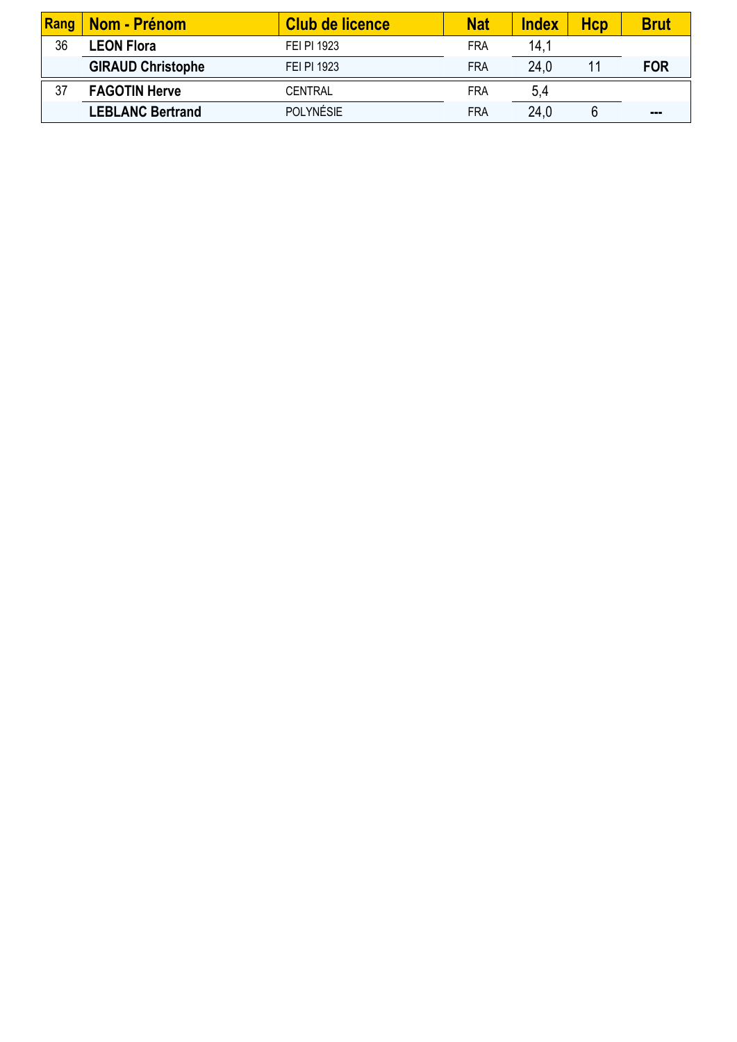| Rang | Nom - Prénom | Club de licence | Nat | Index | Hcp | Brut |
|---|---|---|---|---|---|---|
| 36 | **LEON Flora** | FEI PI 1923 | FRA | 14,1 | | |
| | **GIRAUD Christophe** | FEI PI 1923 | FRA | 24,0 | 11 | **FOR** |
| 37 | **FAGOTIN Herve** | CENTRAL | FRA | 5,4 | | |
| | **LEBLANC Bertrand** | POLYNÉSIE | FRA | 24,0 | 6 | **---** |